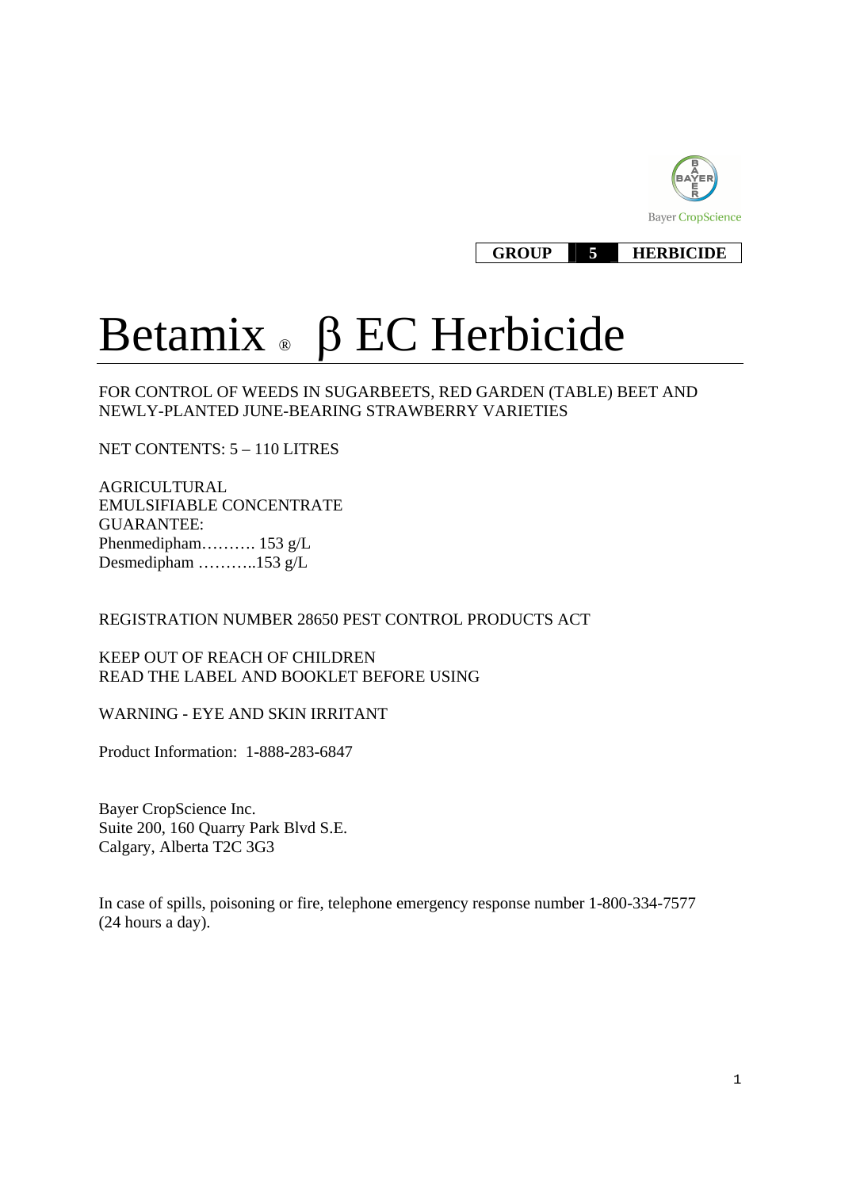Bayer CropScience

| GROUP | 5 | HERBICIDE |
|---|---|---|

# Betamix ® β EC Herbicide

FOR CONTROL OF WEEDS IN SUGARBEETS, RED GARDEN (TABLE) BEET AND NEWLY-PLANTED JUNE-BEARING STRAWBERRY VARIETIES

NET CONTENTS: 5 – 110 LITRES

AGRICULTURAL
EMULSIFIABLE CONCENTRATE
GUARANTEE:
Phenmedipham………. 153 g/L
Desmedipham ………..153 g/L

REGISTRATION NUMBER 28650 PEST CONTROL PRODUCTS ACT

KEEP OUT OF REACH OF CHILDREN
READ THE LABEL AND BOOKLET BEFORE USING

WARNING - EYE AND SKIN IRRITANT

Product Information: 1-888-283-6847

Bayer CropScience Inc.
Suite 200, 160 Quarry Park Blvd S.E.
Calgary, Alberta T2C 3G3

In case of spills, poisoning or fire, telephone emergency response number 1-800-334-7577 (24 hours a day).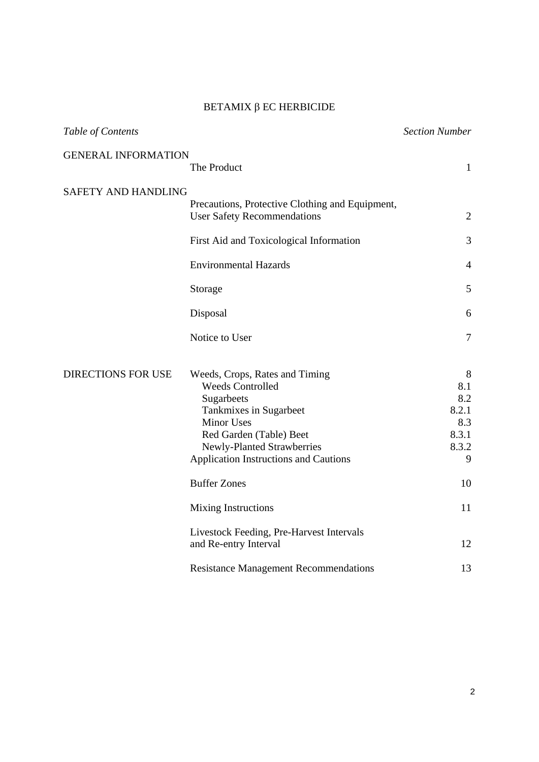# BETAMIX β EC HERBICIDE

| *Table of Contents* | | *Section Number* |
|---|---|---|
| GENERAL INFORMATION | The Product | 1 |
| SAFETY AND HANDLING | Precautions, Protective Clothing and Equipment, User Safety Recommendations | 2 |
| | First Aid and Toxicological Information | 3 |
| | Environmental Hazards | 4 |
| | Storage | 5 |
| | Disposal | 6 |
| | Notice to User | 7 |
| DIRECTIONS FOR USE | Weeds, Crops, Rates and Timing | 8 |
| | Weeds Controlled | 8.1 |
| | Sugarbeets | 8.2 |
| | Tankmixes in Sugarbeet | 8.2.1 |
| | Minor Uses | 8.3 |
| | Red Garden (Table) Beet | 8.3.1 |
| | Newly-Planted Strawberries | 8.3.2 |
| | Application Instructions and Cautions | 9 |
| | Buffer Zones | 10 |
| | Mixing Instructions | 11 |
| | Livestock Feeding, Pre-Harvest Intervals and Re-entry Interval | 12 |
| | Resistance Management Recommendations | 13 |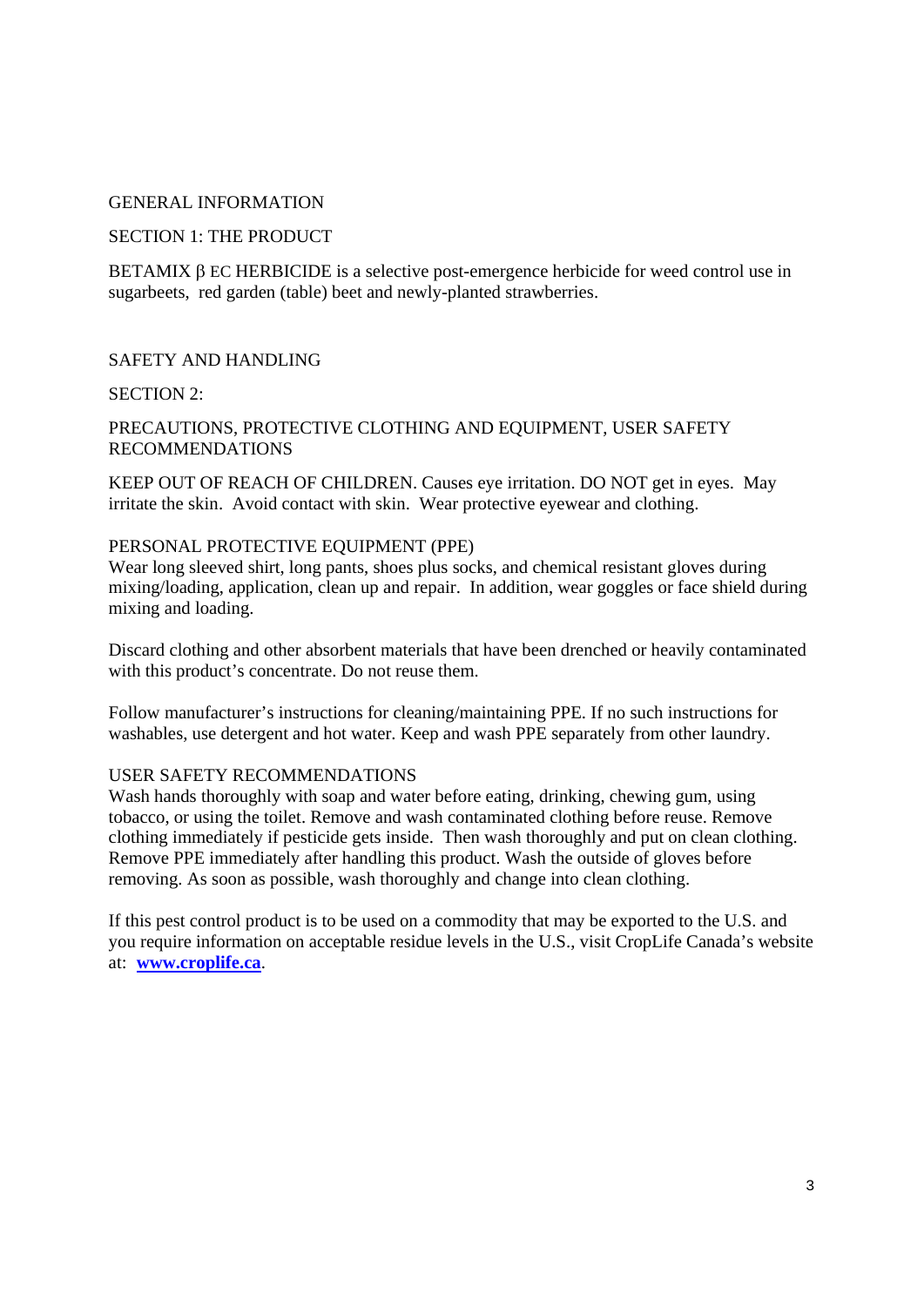## GENERAL INFORMATION

### SECTION 1: THE PRODUCT

BETAMIX β EC HERBICIDE is a selective post-emergence herbicide for weed control use in sugarbeets, red garden (table) beet and newly-planted strawberries.

## SAFETY AND HANDLING

### SECTION 2:

### PRECAUTIONS, PROTECTIVE CLOTHING AND EQUIPMENT, USER SAFETY RECOMMENDATIONS

KEEP OUT OF REACH OF CHILDREN. Causes eye irritation. DO NOT get in eyes. May irritate the skin. Avoid contact with skin. Wear protective eyewear and clothing.

#### PERSONAL PROTECTIVE EQUIPMENT (PPE)

Wear long sleeved shirt, long pants, shoes plus socks, and chemical resistant gloves during mixing/loading, application, clean up and repair. In addition, wear goggles or face shield during mixing and loading.

Discard clothing and other absorbent materials that have been drenched or heavily contaminated with this product's concentrate. Do not reuse them.

Follow manufacturer's instructions for cleaning/maintaining PPE. If no such instructions for washables, use detergent and hot water. Keep and wash PPE separately from other laundry.

#### USER SAFETY RECOMMENDATIONS

Wash hands thoroughly with soap and water before eating, drinking, chewing gum, using tobacco, or using the toilet. Remove and wash contaminated clothing before reuse. Remove clothing immediately if pesticide gets inside. Then wash thoroughly and put on clean clothing. Remove PPE immediately after handling this product. Wash the outside of gloves before removing. As soon as possible, wash thoroughly and change into clean clothing.

If this pest control product is to be used on a commodity that may be exported to the U.S. and you require information on acceptable residue levels in the U.S., visit CropLife Canada's website at: **www.croplife.ca**.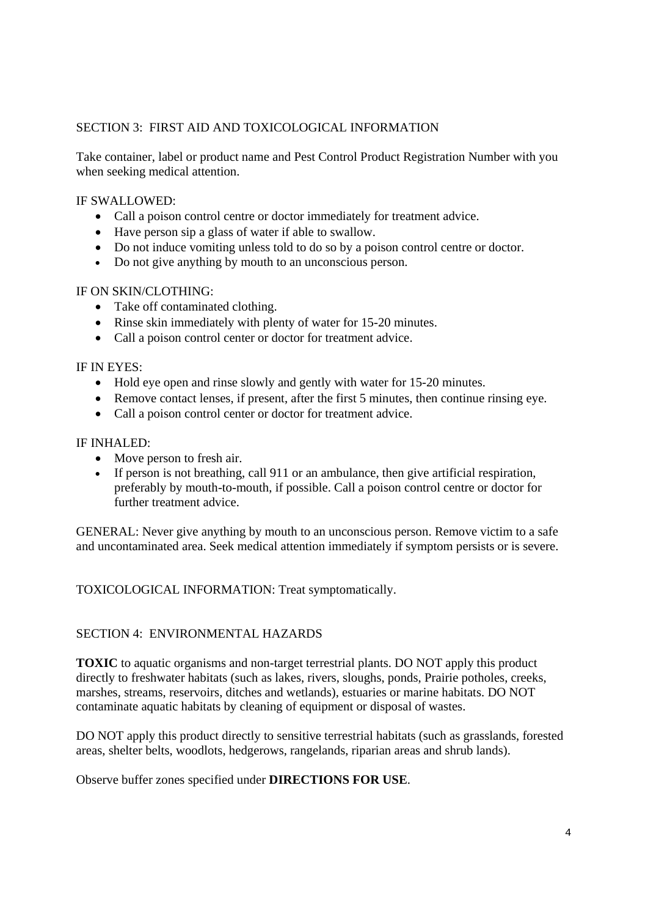## SECTION 3: FIRST AID AND TOXICOLOGICAL INFORMATION

Take container, label or product name and Pest Control Product Registration Number with you when seeking medical attention.

IF SWALLOWED:

- Call a poison control centre or doctor immediately for treatment advice.
- Have person sip a glass of water if able to swallow.
- Do not induce vomiting unless told to do so by a poison control centre or doctor.
- Do not give anything by mouth to an unconscious person.

IF ON SKIN/CLOTHING:

- Take off contaminated clothing.
- Rinse skin immediately with plenty of water for 15-20 minutes.
- Call a poison control center or doctor for treatment advice.

IF IN EYES:

- Hold eye open and rinse slowly and gently with water for 15-20 minutes.
- Remove contact lenses, if present, after the first 5 minutes, then continue rinsing eye.
- Call a poison control center or doctor for treatment advice.

IF INHALED:

- Move person to fresh air.
- If person is not breathing, call 911 or an ambulance, then give artificial respiration, preferably by mouth-to-mouth, if possible. Call a poison control centre or doctor for further treatment advice.

GENERAL: Never give anything by mouth to an unconscious person. Remove victim to a safe and uncontaminated area. Seek medical attention immediately if symptom persists or is severe.

TOXICOLOGICAL INFORMATION: Treat symptomatically.

## SECTION 4: ENVIRONMENTAL HAZARDS

**TOXIC** to aquatic organisms and non-target terrestrial plants. DO NOT apply this product directly to freshwater habitats (such as lakes, rivers, sloughs, ponds, Prairie potholes, creeks, marshes, streams, reservoirs, ditches and wetlands), estuaries or marine habitats. DO NOT contaminate aquatic habitats by cleaning of equipment or disposal of wastes.

DO NOT apply this product directly to sensitive terrestrial habitats (such as grasslands, forested areas, shelter belts, woodlots, hedgerows, rangelands, riparian areas and shrub lands).

Observe buffer zones specified under **DIRECTIONS FOR USE**.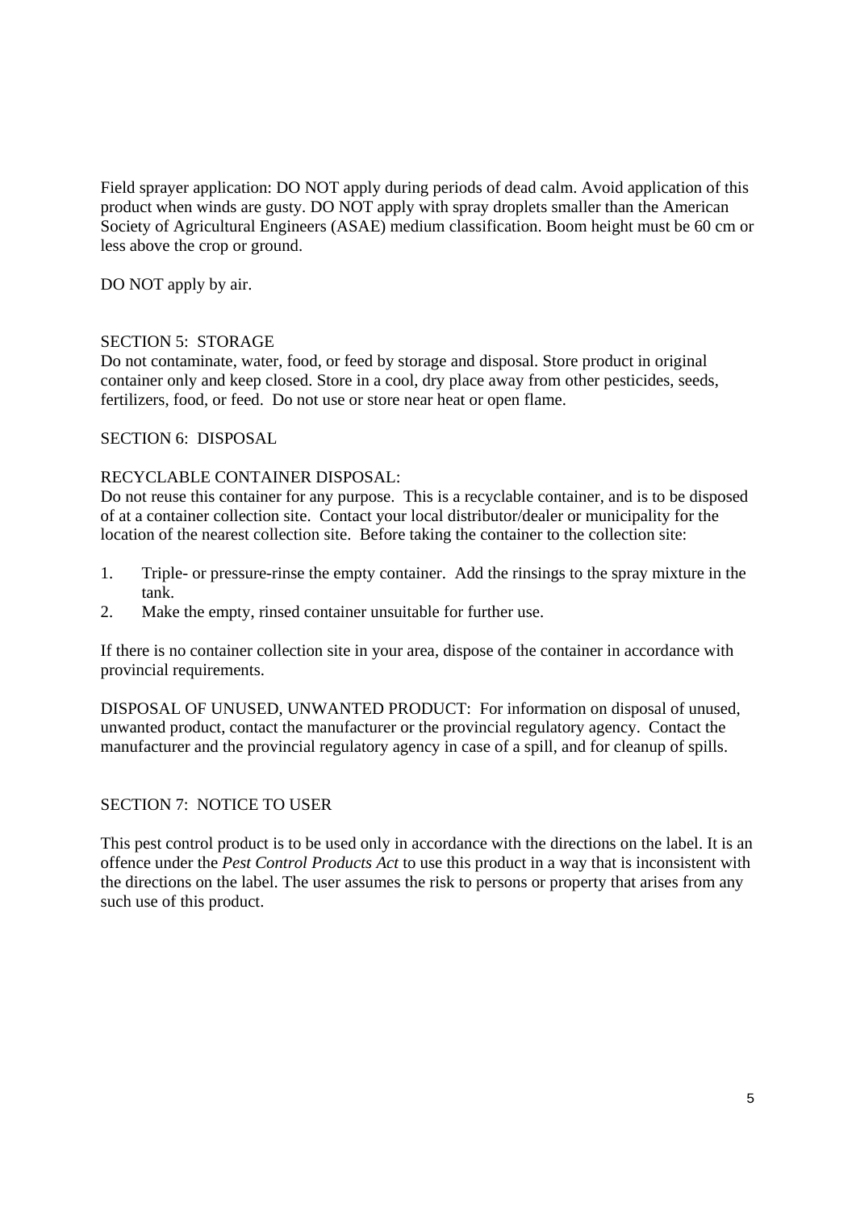Field sprayer application: DO NOT apply during periods of dead calm. Avoid application of this product when winds are gusty. DO NOT apply with spray droplets smaller than the American Society of Agricultural Engineers (ASAE) medium classification. Boom height must be 60 cm or less above the crop or ground.

DO NOT apply by air.

## SECTION 5: STORAGE

Do not contaminate, water, food, or feed by storage and disposal. Store product in original container only and keep closed. Store in a cool, dry place away from other pesticides, seeds, fertilizers, food, or feed. Do not use or store near heat or open flame.

## SECTION 6: DISPOSAL

RECYCLABLE CONTAINER DISPOSAL:
Do not reuse this container for any purpose. This is a recyclable container, and is to be disposed of at a container collection site. Contact your local distributor/dealer or municipality for the location of the nearest collection site. Before taking the container to the collection site:

1. Triple- or pressure-rinse the empty container. Add the rinsings to the spray mixture in the tank.
2. Make the empty, rinsed container unsuitable for further use.

If there is no container collection site in your area, dispose of the container in accordance with provincial requirements.

DISPOSAL OF UNUSED, UNWANTED PRODUCT: For information on disposal of unused, unwanted product, contact the manufacturer or the provincial regulatory agency. Contact the manufacturer and the provincial regulatory agency in case of a spill, and for cleanup of spills.

## SECTION 7: NOTICE TO USER

This pest control product is to be used only in accordance with the directions on the label. It is an offence under the *Pest Control Products Act* to use this product in a way that is inconsistent with the directions on the label. The user assumes the risk to persons or property that arises from any such use of this product.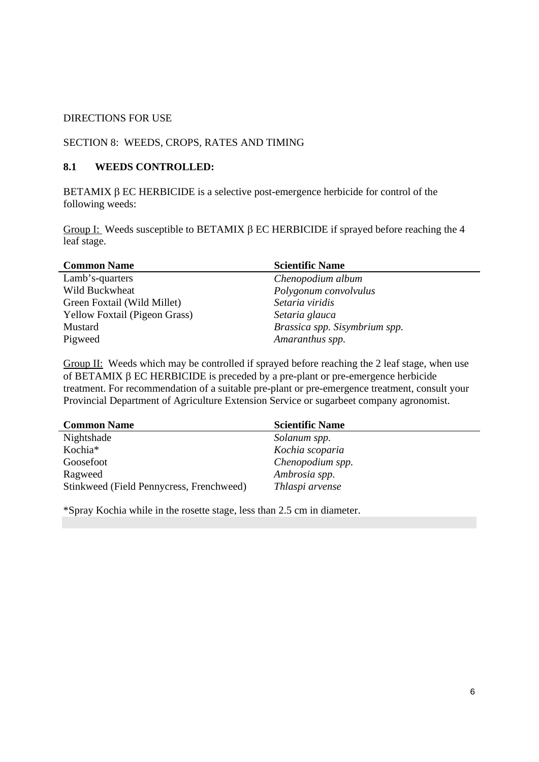DIRECTIONS FOR USE

SECTION 8: WEEDS, CROPS, RATES AND TIMING

## 8.1 WEEDS CONTROLLED:

BETAMIX β EC HERBICIDE is a selective post-emergence herbicide for control of the following weeds:

Group I: Weeds susceptible to BETAMIX β EC HERBICIDE if sprayed before reaching the 4 leaf stage.

| Common Name | Scientific Name |
| --- | --- |
| Lamb's-quarters | *Chenopodium album* |
| Wild Buckwheat | *Polygonum convolvulus* |
| Green Foxtail (Wild Millet) | *Setaria viridis* |
| Yellow Foxtail (Pigeon Grass) | *Setaria glauca* |
| Mustard | *Brassica spp. Sisymbrium spp.* |
| Pigweed | *Amaranthus spp.* |

Group II: Weeds which may be controlled if sprayed before reaching the 2 leaf stage, when use of BETAMIX β EC HERBICIDE is preceded by a pre-plant or pre-emergence herbicide treatment. For recommendation of a suitable pre-plant or pre-emergence treatment, consult your Provincial Department of Agriculture Extension Service or sugarbeet company agronomist.

| Common Name | Scientific Name |
| --- | --- |
| Nightshade | *Solanum spp.* |
| Kochia* | *Kochia scoparia* |
| Goosefoot | *Chenopodium spp.* |
| Ragweed | *Ambrosia spp.* |
| Stinkweed (Field Pennycress, Frenchweed) | *Thlaspi arvense* |

*Spray Kochia while in the rosette stage, less than 2.5 cm in diameter.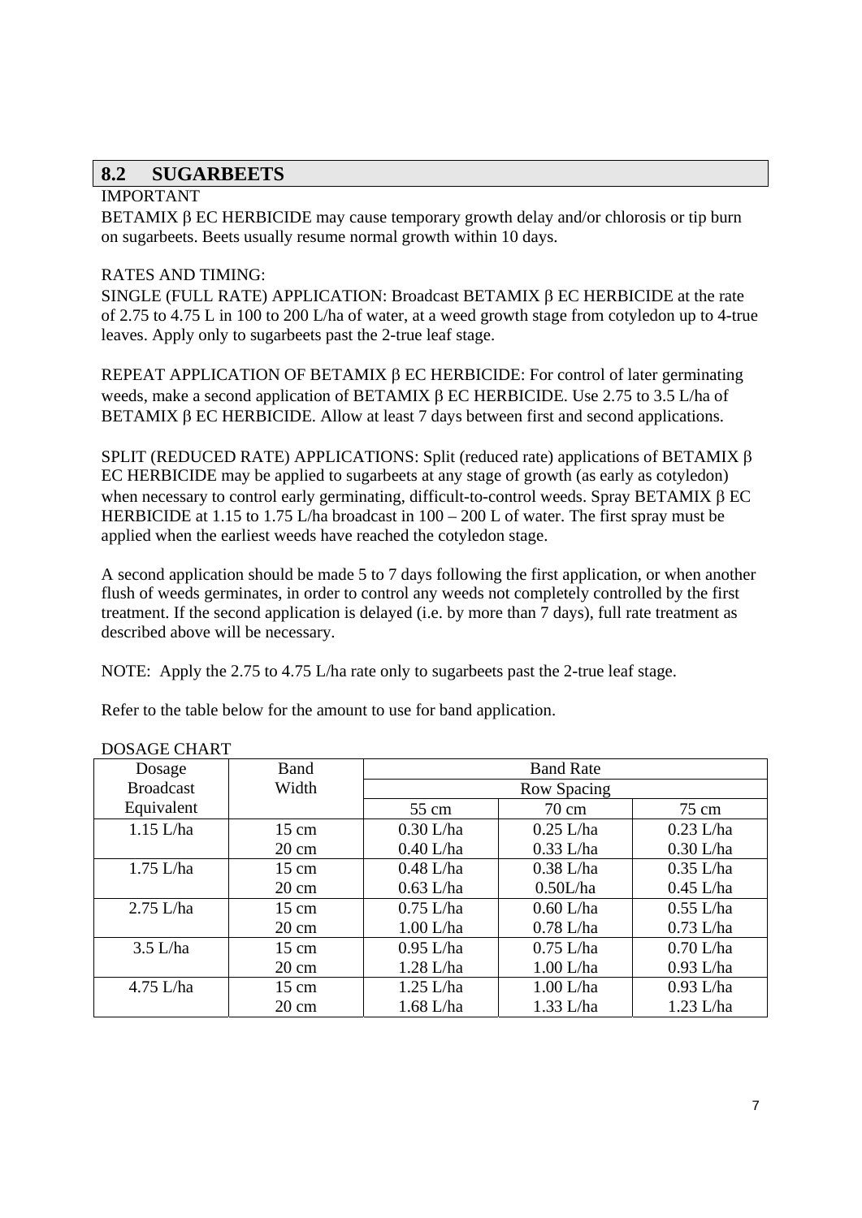## 8.2 SUGARBEETS

IMPORTANT

BETAMIX β EC HERBICIDE may cause temporary growth delay and/or chlorosis or tip burn on sugarbeets. Beets usually resume normal growth within 10 days.

RATES AND TIMING:

SINGLE (FULL RATE) APPLICATION: Broadcast BETAMIX β EC HERBICIDE at the rate of 2.75 to 4.75 L in 100 to 200 L/ha of water, at a weed growth stage from cotyledon up to 4-true leaves. Apply only to sugarbeets past the 2-true leaf stage.

REPEAT APPLICATION OF BETAMIX β EC HERBICIDE: For control of later germinating weeds, make a second application of BETAMIX β EC HERBICIDE. Use 2.75 to 3.5 L/ha of BETAMIX β EC HERBICIDE. Allow at least 7 days between first and second applications.

SPLIT (REDUCED RATE) APPLICATIONS: Split (reduced rate) applications of BETAMIX β EC HERBICIDE may be applied to sugarbeets at any stage of growth (as early as cotyledon) when necessary to control early germinating, difficult-to-control weeds. Spray BETAMIX β EC HERBICIDE at 1.15 to 1.75 L/ha broadcast in 100 – 200 L of water. The first spray must be applied when the earliest weeds have reached the cotyledon stage.

A second application should be made 5 to 7 days following the first application, or when another flush of weeds germinates, in order to control any weeds not completely controlled by the first treatment. If the second application is delayed (i.e. by more than 7 days), full rate treatment as described above will be necessary.

NOTE: Apply the 2.75 to 4.75 L/ha rate only to sugarbeets past the 2-true leaf stage.

Refer to the table below for the amount to use for band application.

DOSAGE CHART

| Dosage Broadcast Equivalent | Band Width | Band Rate | | |
|---|---|---|---|---|
| | | Row Spacing | | |
| | | 55 cm | 70 cm | 75 cm |
| 1.15 L/ha | 15 cm | 0.30 L/ha | 0.25 L/ha | 0.23 L/ha |
| | 20 cm | 0.40 L/ha | 0.33 L/ha | 0.30 L/ha |
| 1.75 L/ha | 15 cm | 0.48 L/ha | 0.38 L/ha | 0.35 L/ha |
| | 20 cm | 0.63 L/ha | 0.50L/ha | 0.45 L/ha |
| 2.75 L/ha | 15 cm | 0.75 L/ha | 0.60 L/ha | 0.55 L/ha |
| | 20 cm | 1.00 L/ha | 0.78 L/ha | 0.73 L/ha |
| 3.5 L/ha | 15 cm | 0.95 L/ha | 0.75 L/ha | 0.70 L/ha |
| | 20 cm | 1.28 L/ha | 1.00 L/ha | 0.93 L/ha |
| 4.75 L/ha | 15 cm | 1.25 L/ha | 1.00 L/ha | 0.93 L/ha |
| | 20 cm | 1.68 L/ha | 1.33 L/ha | 1.23 L/ha |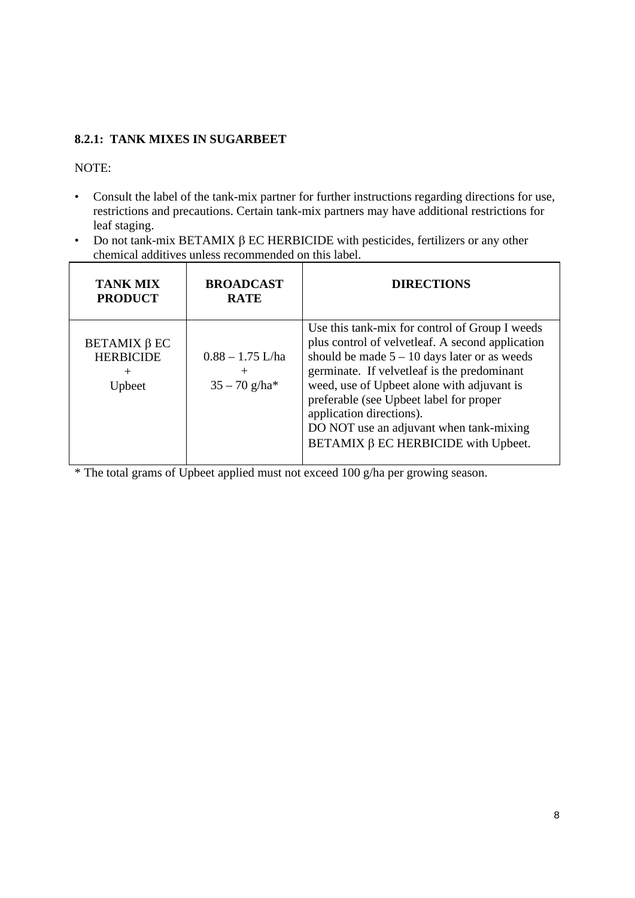### 8.2.1: TANK MIXES IN SUGARBEET

NOTE:

- Consult the label of the tank-mix partner for further instructions regarding directions for use, restrictions and precautions. Certain tank-mix partners may have additional restrictions for leaf staging.
- Do not tank-mix BETAMIX β EC HERBICIDE with pesticides, fertilizers or any other chemical additives unless recommended on this label.

| TANK MIX PRODUCT | BROADCAST RATE | DIRECTIONS |
|---|---|---|
| BETAMIX β EC HERBICIDE + Upbeet | 0.88 – 1.75 L/ha + 35 – 70 g/ha* | Use this tank-mix for control of Group I weeds plus control of velvetleaf. A second application should be made 5 – 10 days later or as weeds germinate. If velvetleaf is the predominant weed, use of Upbeet alone with adjuvant is preferable (see Upbeet label for proper application directions). DO NOT use an adjuvant when tank-mixing BETAMIX β EC HERBICIDE with Upbeet. |

* The total grams of Upbeet applied must not exceed 100 g/ha per growing season.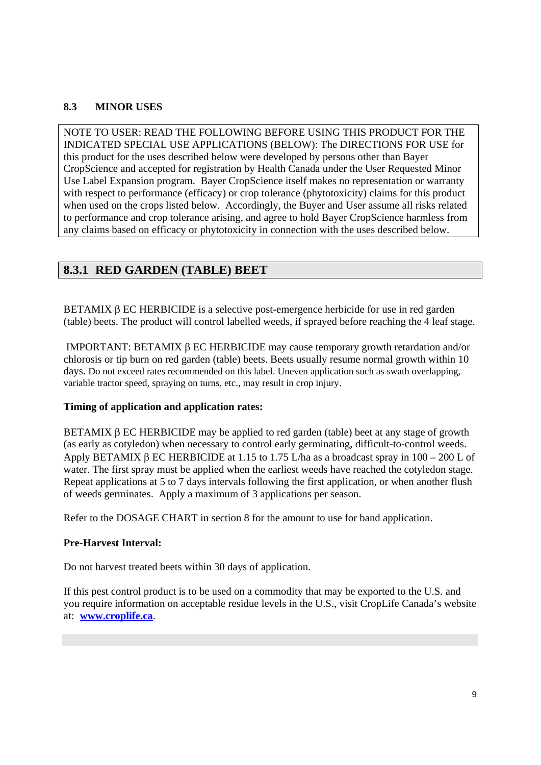### 8.3 MINOR USES

NOTE TO USER: READ THE FOLLOWING BEFORE USING THIS PRODUCT FOR THE INDICATED SPECIAL USE APPLICATIONS (BELOW): The DIRECTIONS FOR USE for this product for the uses described below were developed by persons other than Bayer CropScience and accepted for registration by Health Canada under the User Requested Minor Use Label Expansion program. Bayer CropScience itself makes no representation or warranty with respect to performance (efficacy) or crop tolerance (phytotoxicity) claims for this product when used on the crops listed below. Accordingly, the Buyer and User assume all risks related to performance and crop tolerance arising, and agree to hold Bayer CropScience harmless from any claims based on efficacy or phytotoxicity in connection with the uses described below.

## 8.3.1 RED GARDEN (TABLE) BEET

BETAMIX β EC HERBICIDE is a selective post-emergence herbicide for use in red garden (table) beets. The product will control labelled weeds, if sprayed before reaching the 4 leaf stage.

IMPORTANT: BETAMIX β EC HERBICIDE may cause temporary growth retardation and/or chlorosis or tip burn on red garden (table) beets. Beets usually resume normal growth within 10 days. Do not exceed rates recommended on this label. Uneven application such as swath overlapping, variable tractor speed, spraying on turns, etc., may result in crop injury.

**Timing of application and application rates:**

BETAMIX β EC HERBICIDE may be applied to red garden (table) beet at any stage of growth (as early as cotyledon) when necessary to control early germinating, difficult-to-control weeds. Apply BETAMIX β EC HERBICIDE at 1.15 to 1.75 L/ha as a broadcast spray in 100 – 200 L of water. The first spray must be applied when the earliest weeds have reached the cotyledon stage. Repeat applications at 5 to 7 days intervals following the first application, or when another flush of weeds germinates. Apply a maximum of 3 applications per season.

Refer to the DOSAGE CHART in section 8 for the amount to use for band application.

**Pre-Harvest Interval:**

Do not harvest treated beets within 30 days of application.

If this pest control product is to be used on a commodity that may be exported to the U.S. and you require information on acceptable residue levels in the U.S., visit CropLife Canada's website at: **www.croplife.ca**.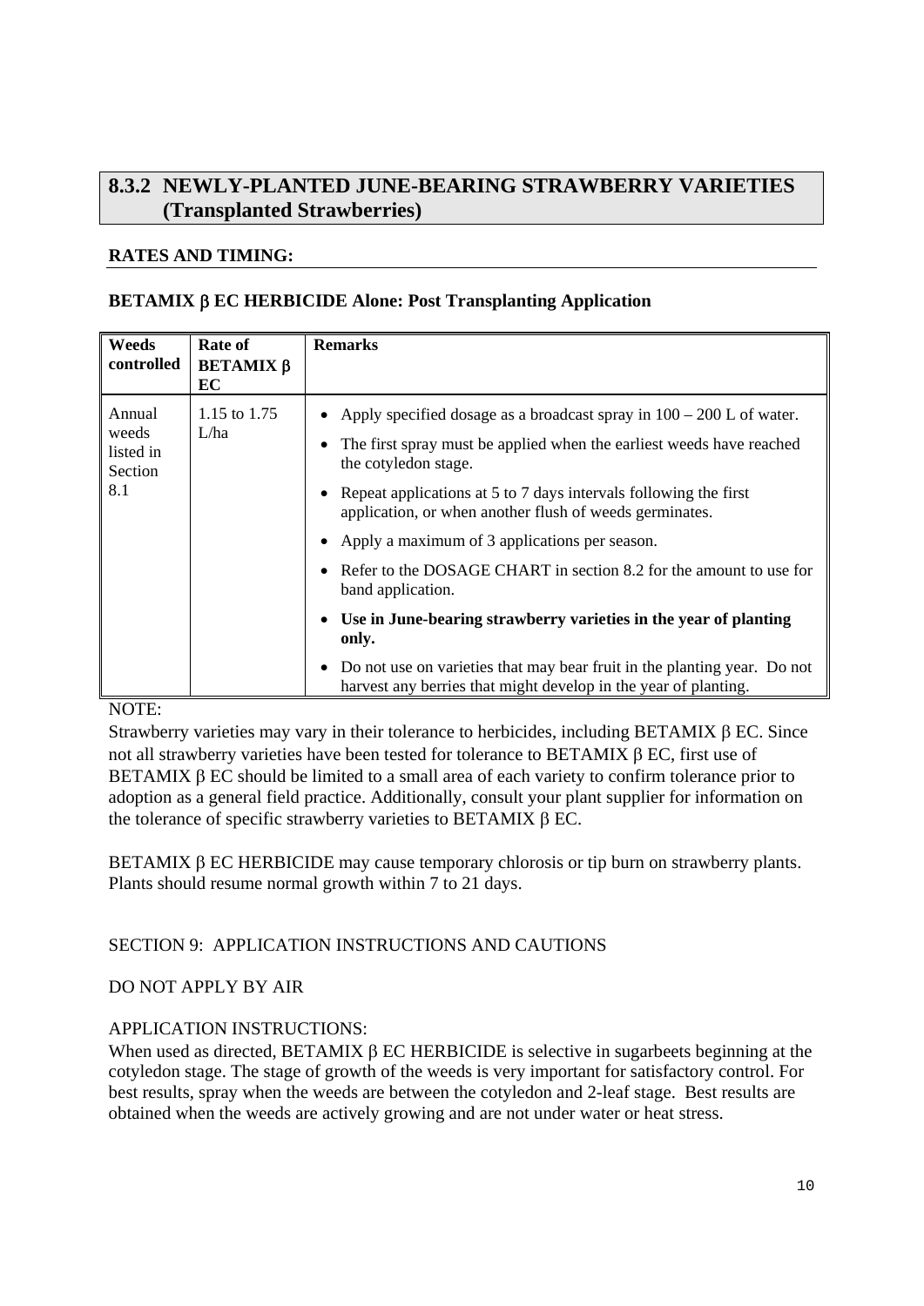## 8.3.2 NEWLY-PLANTED JUNE-BEARING STRAWBERRY VARIETIES (Transplanted Strawberries)

**RATES AND TIMING:**

**BETAMIX β EC HERBICIDE Alone: Post Transplanting Application**

| Weeds controlled | Rate of BETAMIX β EC | Remarks |
|---|---|---|
| Annual weeds listed in Section 8.1 | 1.15 to 1.75 L/ha | • Apply specified dosage as a broadcast spray in 100 – 200 L of water.<br>• The first spray must be applied when the earliest weeds have reached the cotyledon stage.<br>• Repeat applications at 5 to 7 days intervals following the first application, or when another flush of weeds germinates.<br>• Apply a maximum of 3 applications per season.<br>• Refer to the DOSAGE CHART in section 8.2 for the amount to use for band application.<br>• **Use in June-bearing strawberry varieties in the year of planting only.**<br>• Do not use on varieties that may bear fruit in the planting year. Do not harvest any berries that might develop in the year of planting. |

NOTE:

Strawberry varieties may vary in their tolerance to herbicides, including BETAMIX β EC. Since not all strawberry varieties have been tested for tolerance to BETAMIX β EC, first use of BETAMIX β EC should be limited to a small area of each variety to confirm tolerance prior to adoption as a general field practice. Additionally, consult your plant supplier for information on the tolerance of specific strawberry varieties to BETAMIX β EC.

BETAMIX β EC HERBICIDE may cause temporary chlorosis or tip burn on strawberry plants. Plants should resume normal growth within 7 to 21 days.

SECTION 9: APPLICATION INSTRUCTIONS AND CAUTIONS

DO NOT APPLY BY AIR

APPLICATION INSTRUCTIONS:

When used as directed, BETAMIX β EC HERBICIDE is selective in sugarbeets beginning at the cotyledon stage. The stage of growth of the weeds is very important for satisfactory control. For best results, spray when the weeds are between the cotyledon and 2-leaf stage. Best results are obtained when the weeds are actively growing and are not under water or heat stress.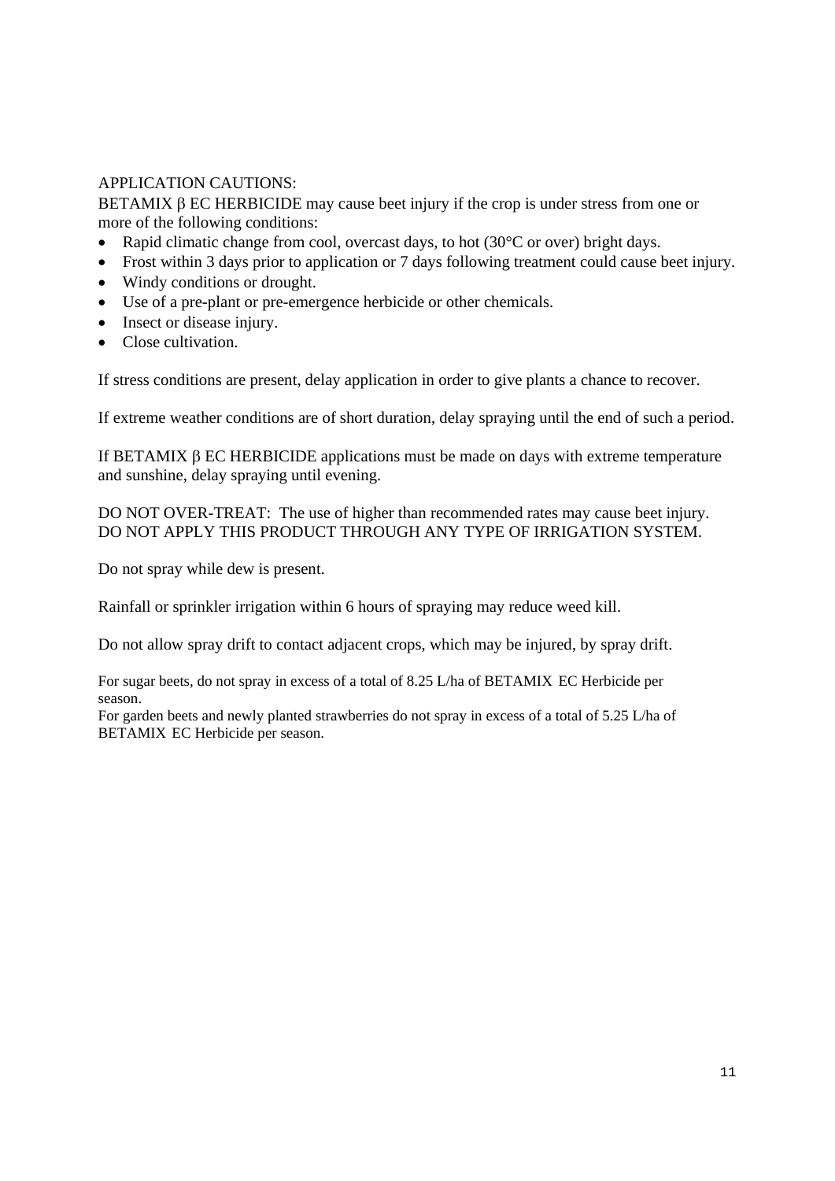APPLICATION CAUTIONS:

BETAMIX β EC HERBICIDE may cause beet injury if the crop is under stress from one or more of the following conditions:

- Rapid climatic change from cool, overcast days, to hot (30°C or over) bright days.
- Frost within 3 days prior to application or 7 days following treatment could cause beet injury.
- Windy conditions or drought.
- Use of a pre-plant or pre-emergence herbicide or other chemicals.
- Insect or disease injury.
- Close cultivation.

If stress conditions are present, delay application in order to give plants a chance to recover.

If extreme weather conditions are of short duration, delay spraying until the end of such a period.

If BETAMIX β EC HERBICIDE applications must be made on days with extreme temperature and sunshine, delay spraying until evening.

DO NOT OVER-TREAT: The use of higher than recommended rates may cause beet injury.
DO NOT APPLY THIS PRODUCT THROUGH ANY TYPE OF IRRIGATION SYSTEM.

Do not spray while dew is present.

Rainfall or sprinkler irrigation within 6 hours of spraying may reduce weed kill.

Do not allow spray drift to contact adjacent crops, which may be injured, by spray drift.

For sugar beets, do not spray in excess of a total of 8.25 L/ha of BETAMIX EC Herbicide per season.
For garden beets and newly planted strawberries do not spray in excess of a total of 5.25 L/ha of BETAMIX EC Herbicide per season.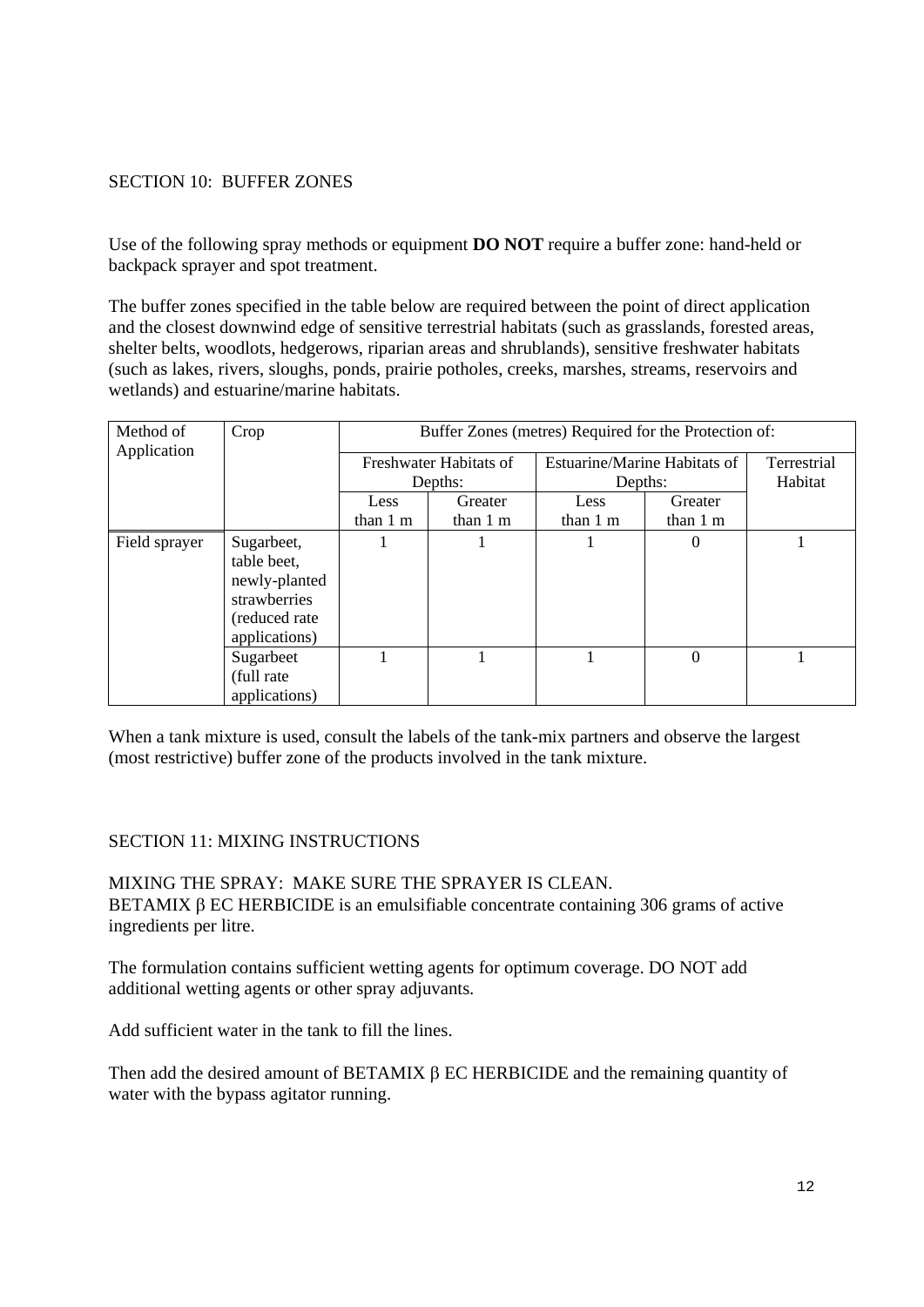SECTION 10: BUFFER ZONES

Use of the following spray methods or equipment **DO NOT** require a buffer zone: hand-held or backpack sprayer and spot treatment.

The buffer zones specified in the table below are required between the point of direct application and the closest downwind edge of sensitive terrestrial habitats (such as grasslands, forested areas, shelter belts, woodlots, hedgerows, riparian areas and shrublands), sensitive freshwater habitats (such as lakes, rivers, sloughs, ponds, prairie potholes, creeks, marshes, streams, reservoirs and wetlands) and estuarine/marine habitats.

| Method of Application | Crop | Buffer Zones (metres) Required for the Protection of: | | | | |
|---|---|---|---|---|---|---|
| | | Freshwater Habitats of Depths: | | Estuarine/Marine Habitats of Depths: | | Terrestrial Habitat |
| | | Less than 1 m | Greater than 1 m | Less than 1 m | Greater than 1 m | |
| Field sprayer | Sugarbeet, table beet, newly-planted strawberries (reduced rate applications) | 1 | 1 | 1 | 0 | 1 |
| | Sugarbeet (full rate applications) | 1 | 1 | 1 | 0 | 1 |

When a tank mixture is used, consult the labels of the tank-mix partners and observe the largest (most restrictive) buffer zone of the products involved in the tank mixture.

SECTION 11: MIXING INSTRUCTIONS

MIXING THE SPRAY: MAKE SURE THE SPRAYER IS CLEAN.
BETAMIX β EC HERBICIDE is an emulsifiable concentrate containing 306 grams of active ingredients per litre.

The formulation contains sufficient wetting agents for optimum coverage. DO NOT add additional wetting agents or other spray adjuvants.

Add sufficient water in the tank to fill the lines.

Then add the desired amount of BETAMIX β EC HERBICIDE and the remaining quantity of water with the bypass agitator running.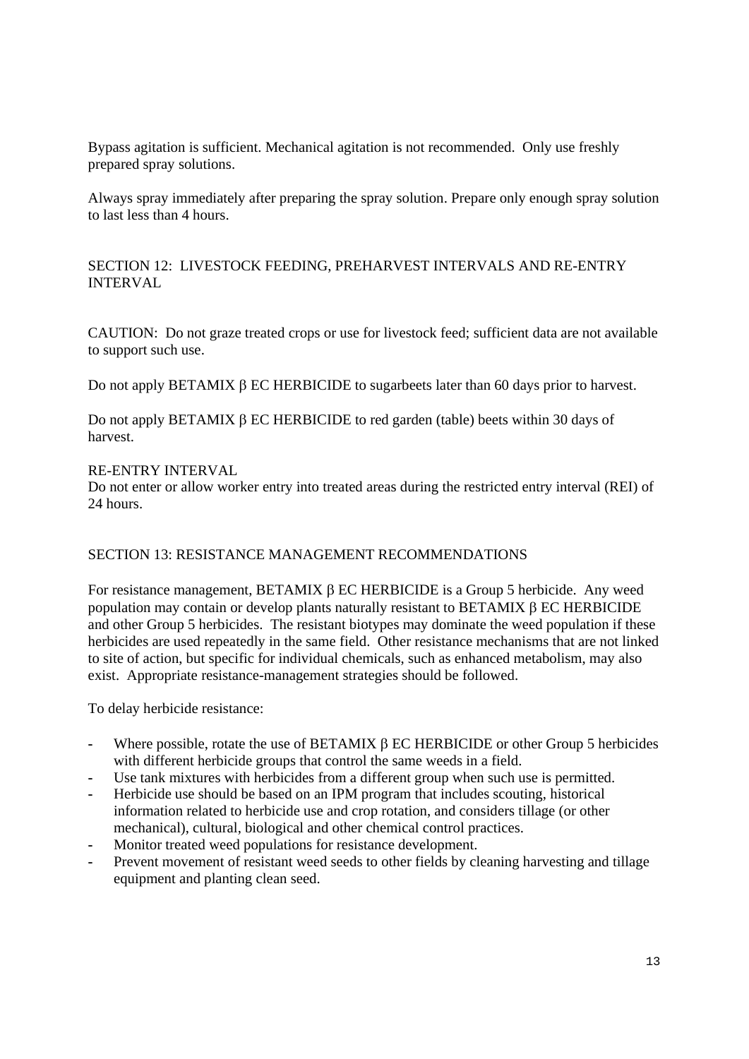Bypass agitation is sufficient. Mechanical agitation is not recommended. Only use freshly prepared spray solutions.

Always spray immediately after preparing the spray solution. Prepare only enough spray solution to last less than 4 hours.

## SECTION 12: LIVESTOCK FEEDING, PREHARVEST INTERVALS AND RE-ENTRY INTERVAL

CAUTION: Do not graze treated crops or use for livestock feed; sufficient data are not available to support such use.

Do not apply BETAMIX β EC HERBICIDE to sugarbeets later than 60 days prior to harvest.

Do not apply BETAMIX β EC HERBICIDE to red garden (table) beets within 30 days of harvest.

### RE-ENTRY INTERVAL

Do not enter or allow worker entry into treated areas during the restricted entry interval (REI) of 24 hours.

## SECTION 13: RESISTANCE MANAGEMENT RECOMMENDATIONS

For resistance management, BETAMIX β EC HERBICIDE is a Group 5 herbicide. Any weed population may contain or develop plants naturally resistant to BETAMIX β EC HERBICIDE and other Group 5 herbicides. The resistant biotypes may dominate the weed population if these herbicides are used repeatedly in the same field. Other resistance mechanisms that are not linked to site of action, but specific for individual chemicals, such as enhanced metabolism, may also exist. Appropriate resistance-management strategies should be followed.

To delay herbicide resistance:

- Where possible, rotate the use of BETAMIX β EC HERBICIDE or other Group 5 herbicides with different herbicide groups that control the same weeds in a field.
- Use tank mixtures with herbicides from a different group when such use is permitted.
- Herbicide use should be based on an IPM program that includes scouting, historical information related to herbicide use and crop rotation, and considers tillage (or other mechanical), cultural, biological and other chemical control practices.
- Monitor treated weed populations for resistance development.
- Prevent movement of resistant weed seeds to other fields by cleaning harvesting and tillage equipment and planting clean seed.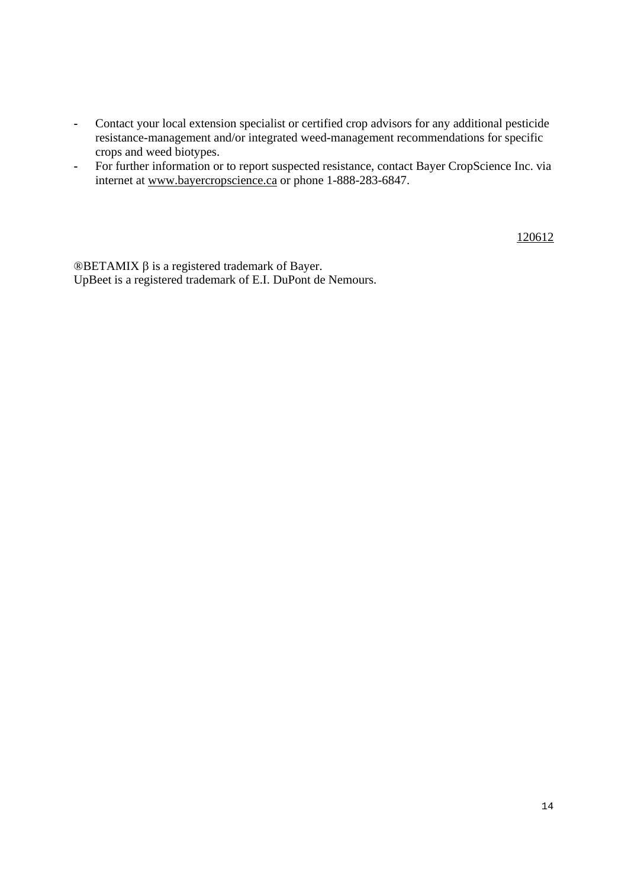- Contact your local extension specialist or certified crop advisors for any additional pesticide resistance-management and/or integrated weed-management recommendations for specific crops and weed biotypes.
- For further information or to report suspected resistance, contact Bayer CropScience Inc. via internet at www.bayercropscience.ca or phone 1-888-283-6847.

120612

®BETAMIX β is a registered trademark of Bayer.
UpBeet is a registered trademark of E.I. DuPont de Nemours.